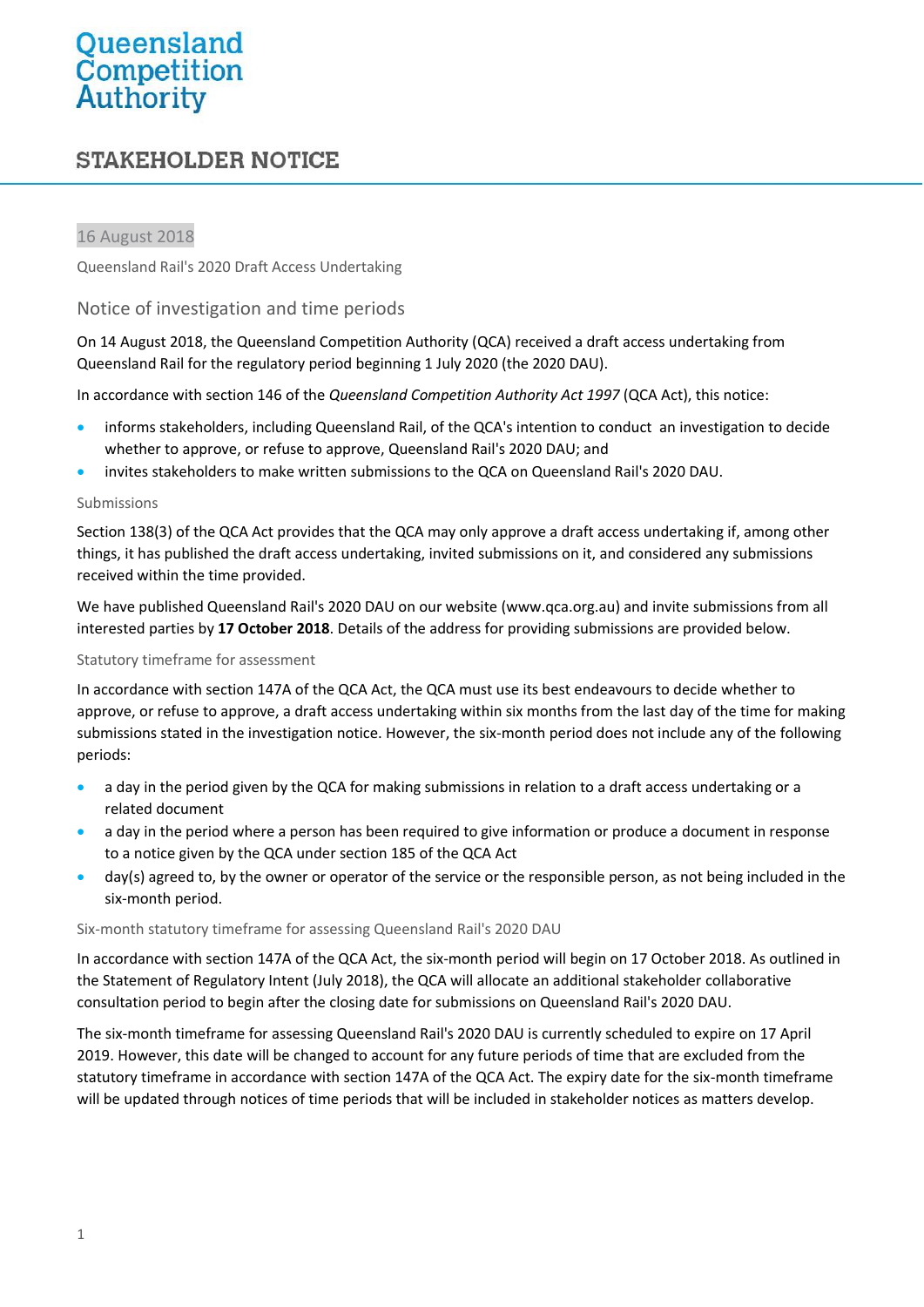# Queensland Competition Authority

## STAKEHOLDER NOTICE

16 August 2018

Queensland Rail's 2020 Draft Access Undertaking

### Notice of investigation and time periods

On 14 August 2018, the Queensland Competition Authority (QCA) received a draft access undertaking from Queensland Rail for the regulatory period beginning 1 July 2020 (the 2020 DAU).

In accordance with section 146 of the *Queensland Competition Authority Act 1997* (QCA Act), this notice:

- informs stakeholders, including Queensland Rail, of the QCA's intention to conduct an investigation to decide whether to approve, or refuse to approve, Queensland Rail's 2020 DAU; and
- invites stakeholders to make written submissions to the QCA on Queensland Rail's 2020 DAU.

#### Submissions

Section 138(3) of the QCA Act provides that the QCA may only approve a draft access undertaking if, among other things, it has published the draft access undertaking, invited submissions on it, and considered any submissions received within the time provided.

We have published Queensland Rail's 2020 DAU on our website (www.qca.org.au) and invite submissions from all interested parties by **17 October 2018**. Details of the address for providing submissions are provided below.

#### Statutory timeframe for assessment

In accordance with section 147A of the QCA Act, the QCA must use its best endeavours to decide whether to approve, or refuse to approve, a draft access undertaking within six months from the last day of the time for making submissions stated in the investigation notice. However, the six-month period does not include any of the following periods:

- a day in the period given by the QCA for making submissions in relation to a draft access undertaking or a related document
- a day in the period where a person has been required to give information or produce a document in response to a notice given by the QCA under section 185 of the QCA Act
- day(s) agreed to, by the owner or operator of the service or the responsible person, as not being included in the six-month period.

#### Six-month statutory timeframe for assessing Queensland Rail's 2020 DAU

In accordance with section 147A of the QCA Act, the six-month period will begin on 17 October 2018. As outlined in the Statement of Regulatory Intent (July 2018), the QCA will allocate an additional stakeholder collaborative consultation period to begin after the closing date for submissions on Queensland Rail's 2020 DAU.

The six-month timeframe for assessing Queensland Rail's 2020 DAU is currently scheduled to expire on 17 April 2019. However, this date will be changed to account for any future periods of time that are excluded from the statutory timeframe in accordance with section 147A of the QCA Act. The expiry date for the six-month timeframe will be updated through notices of time periods that will be included in stakeholder notices as matters develop.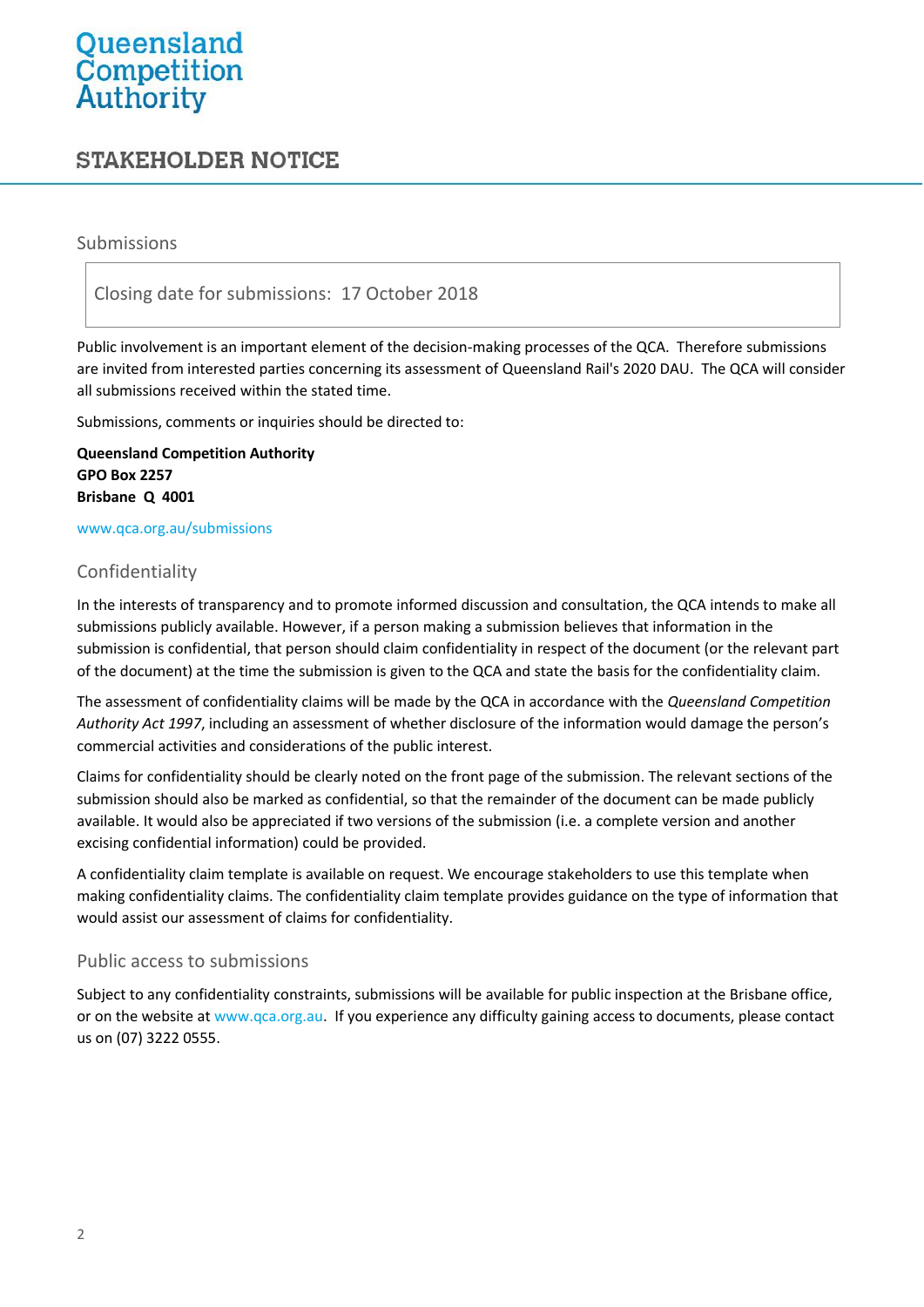Queensland Competition Authority

# STAKEHOLDER NOTICE

## Submissions

Closing date for submissions: 17 October 2018

Public involvement is an important element of the decision-making processes of the QCA. Therefore submissions are invited from interested parties concerning its assessment of Queensland Rail's 2020 DAU. The QCA will consider all submissions received within the stated time.

Submissions, comments or inquiries should be directed to:

**Queensland Competition Authority**
**GPO Box 2257**
**Brisbane Q 4001**

www.qca.org.au/submissions

## Confidentiality

In the interests of transparency and to promote informed discussion and consultation, the QCA intends to make all submissions publicly available. However, if a person making a submission believes that information in the submission is confidential, that person should claim confidentiality in respect of the document (or the relevant part of the document) at the time the submission is given to the QCA and state the basis for the confidentiality claim.

The assessment of confidentiality claims will be made by the QCA in accordance with the *Queensland Competition Authority Act 1997*, including an assessment of whether disclosure of the information would damage the person's commercial activities and considerations of the public interest.

Claims for confidentiality should be clearly noted on the front page of the submission. The relevant sections of the submission should also be marked as confidential, so that the remainder of the document can be made publicly available. It would also be appreciated if two versions of the submission (i.e. a complete version and another excising confidential information) could be provided.

A confidentiality claim template is available on request. We encourage stakeholders to use this template when making confidentiality claims. The confidentiality claim template provides guidance on the type of information that would assist our assessment of claims for confidentiality.

## Public access to submissions

Subject to any confidentiality constraints, submissions will be available for public inspection at the Brisbane office, or on the website at www.qca.org.au. If you experience any difficulty gaining access to documents, please contact us on (07) 3222 0555.